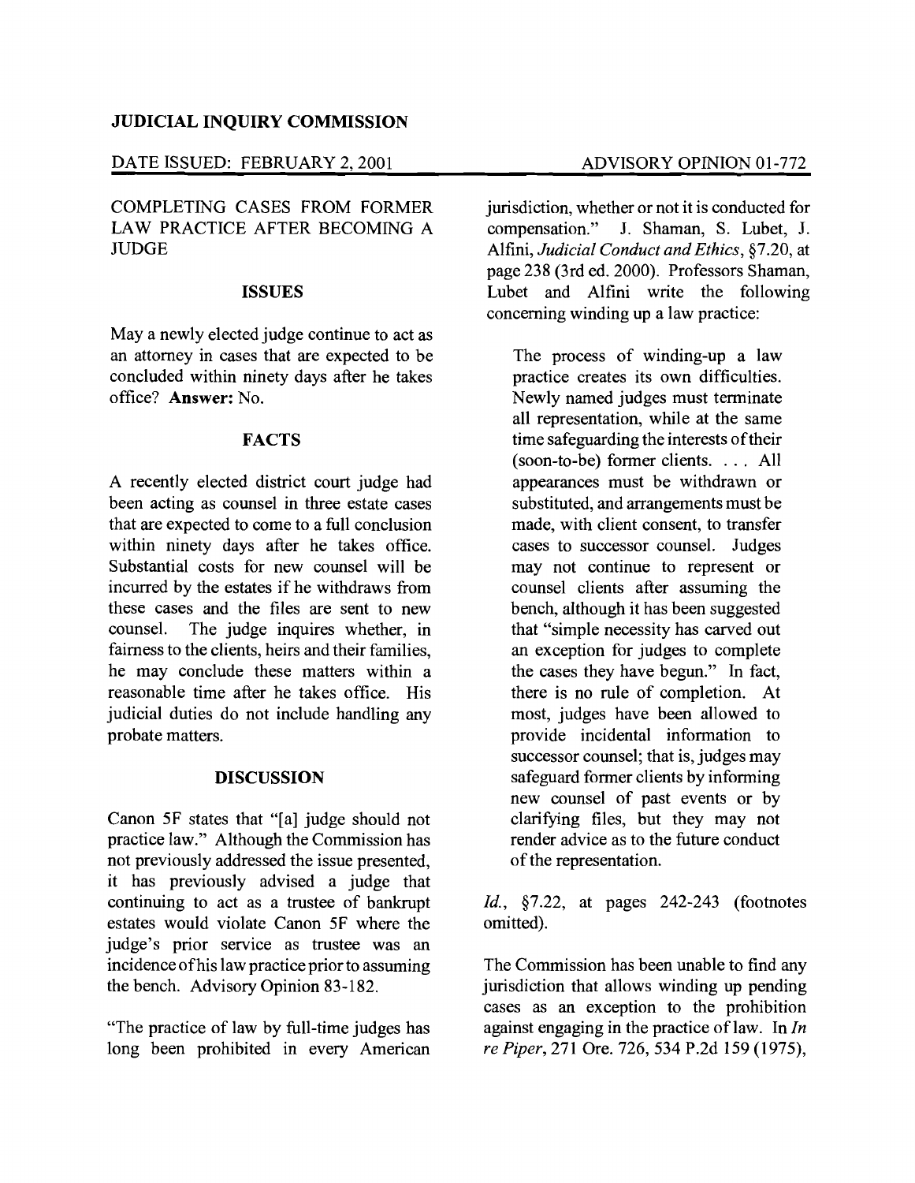**JUDICIAL INQUIRY COMMISSION**

DATE ISSUED: FEBRUARY 2, 2001 — ADVISORY OPINION 01-772

# COMPLETING CASES FROM FORMER LAW PRACTICE AFTER BECOMING A JUDGE

## ISSUES

May a newly elected judge continue to act as an attorney in cases that are expected to be concluded within ninety days after he takes office? **Answer:** No.

## FACTS

A recently elected district court judge had been acting as counsel in three estate cases that are expected to come to a full conclusion within ninety days after he takes office. Substantial costs for new counsel will be incurred by the estates if he withdraws from these cases and the files are sent to new counsel. The judge inquires whether, in fairness to the clients, heirs and their families, he may conclude these matters within a reasonable time after he takes office. His judicial duties do not include handling any probate matters.

## DISCUSSION

Canon 5F states that "[a] judge should not practice law." Although the Commission has not previously addressed the issue presented, it has previously advised a judge that continuing to act as a trustee of bankrupt estates would violate Canon 5F where the judge's prior service as trustee was an incidence of his law practice prior to assuming the bench. Advisory Opinion 83-182.

"The practice of law by full-time judges has long been prohibited in every American jurisdiction, whether or not it is conducted for compensation." J. Shaman, S. Lubet, J. Alfini, *Judicial Conduct and Ethics*, §7.20, at page 238 (3rd ed. 2000). Professors Shaman, Lubet and Alfini write the following concerning winding up a law practice:

> The process of winding-up a law practice creates its own difficulties. Newly named judges must terminate all representation, while at the same time safeguarding the interests of their (soon-to-be) former clients. . . . All appearances must be withdrawn or substituted, and arrangements must be made, with client consent, to transfer cases to successor counsel. Judges may not continue to represent or counsel clients after assuming the bench, although it has been suggested that "simple necessity has carved out an exception for judges to complete the cases they have begun." In fact, there is no rule of completion. At most, judges have been allowed to provide incidental information to successor counsel; that is, judges may safeguard former clients by informing new counsel of past events or by clarifying files, but they may not render advice as to the future conduct of the representation.

*Id.*, §7.22, at pages 242-243 (footnotes omitted).

The Commission has been unable to find any jurisdiction that allows winding up pending cases as an exception to the prohibition against engaging in the practice of law. In *In re Piper*, 271 Ore. 726, 534 P.2d 159 (1975),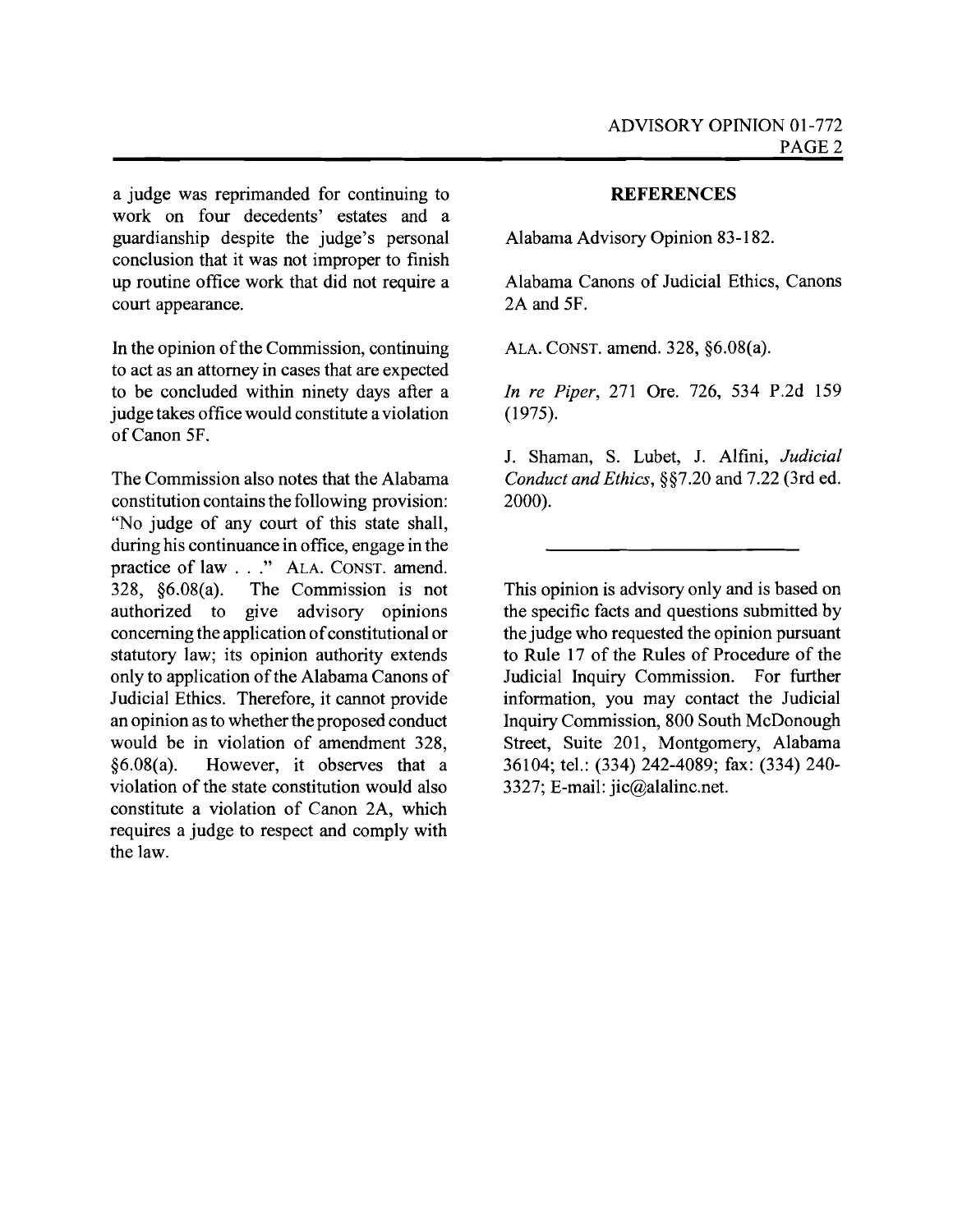a judge was reprimanded for continuing to work on four decedents' estates and a guardianship despite the judge's personal conclusion that it was not improper to finish up routine office work that did not require a court appearance.

In the opinion of the Commission, continuing to act as an attorney in cases that are expected to be concluded within ninety days after a judge takes office would constitute a violation of Canon 5F.

The Commission also notes that the Alabama constitution contains the following provision: "No judge of any court of this state shall, during his continuance in office, engage in the practice of law . . ." ALA. CONST. amend. 328, §6.08(a). The Commission is not authorized to give advisory opinions concerning the application of constitutional or statutory law; its opinion authority extends only to application of the Alabama Canons of Judicial Ethics. Therefore, it cannot provide an opinion as to whether the proposed conduct would be in violation of amendment 328, §6.08(a). However, it observes that a violation of the state constitution would also constitute a violation of Canon 2A, which requires a judge to respect and comply with the law.

**REFERENCES**

Alabama Advisory Opinion 83-182.

Alabama Canons of Judicial Ethics, Canons 2A and 5F.

ALA. CONST. amend. 328, §6.08(a).

*In re Piper*, 271 Ore. 726, 534 P.2d 159 (1975).

J. Shaman, S. Lubet, J. Alfini, *Judicial Conduct and Ethics*, §§7.20 and 7.22 (3rd ed. 2000).

---

This opinion is advisory only and is based on the specific facts and questions submitted by the judge who requested the opinion pursuant to Rule 17 of the Rules of Procedure of the Judicial Inquiry Commission. For further information, you may contact the Judicial Inquiry Commission, 800 South McDonough Street, Suite 201, Montgomery, Alabama 36104; tel.: (334) 242-4089; fax: (334) 240-3327; E-mail: jic@alalinc.net.